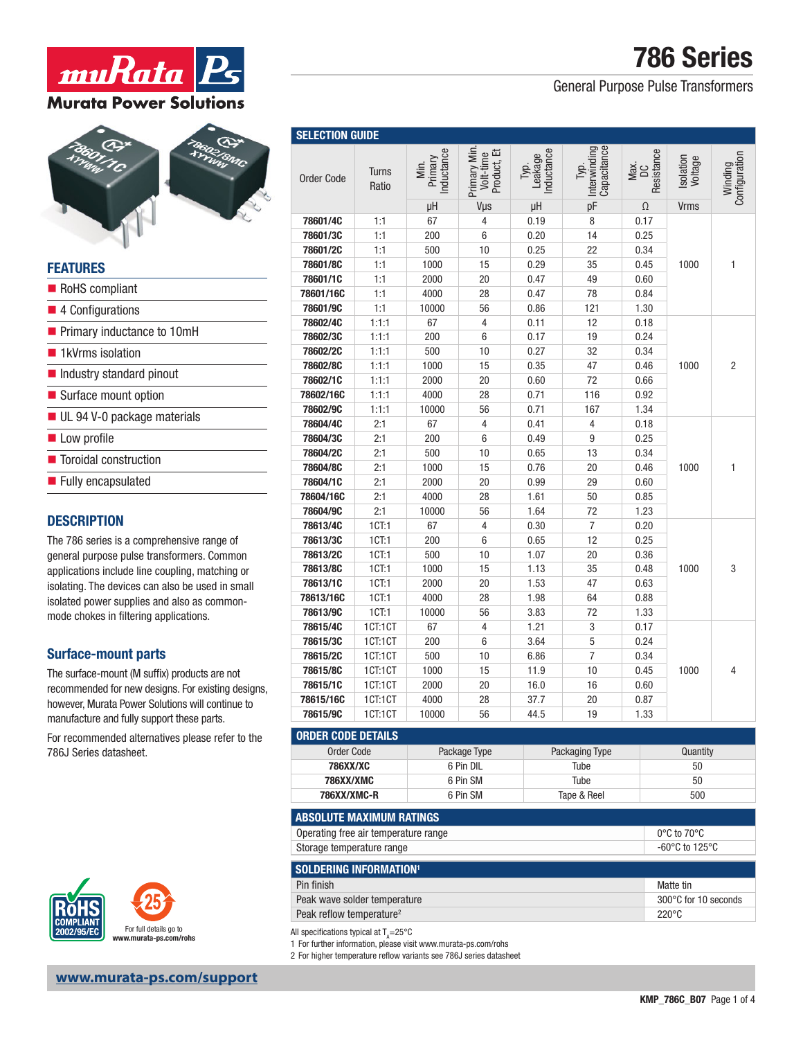# 786 Series

## General Purpose Pulse Transformers

## FEATURES

- RoHS compliant
- 4 Configurations
- Primary inductance to 10mH
- 1kVrms isolation
- Industry standard pinout
- Surface mount option
- UL 94 V-0 package materials
- Low profile
- Toroidal construction
- Fully encapsulated

## DESCRIPTION

The 786 series is a comprehensive range of general purpose pulse transformers. Common applications include line coupling, matching or isolating. The devices can also be used in small isolated power supplies and also as common-mode chokes in filtering applications.

## Surface-mount parts

The surface-mount (M suffix) products are not recommended for new designs. For existing designs, however, Murata Power Solutions will continue to manufacture and fully support these parts.

For recommended alternatives please refer to the 786J Series datasheet.

## SELECTION GUIDE

| Order Code | Turns Ratio | Min. Primary Inductance | Primary Min. Volt-time Product, Et | Typ. Leakage Inductance | Typ. Interwinding Capacitance | Max. DC Resistance | Isolation Voltage | Winding Configuration |
|---|---|---|---|---|---|---|---|---|
| | | μH | Vμs | μH | pF | Ω | Vrms | |
| **78601/4C** | 1:1 | 67 | 4 | 0.19 | 8 | 0.17 | 1000 | 1 |
| **78601/3C** | 1:1 | 200 | 6 | 0.20 | 14 | 0.25 | | |
| **78601/2C** | 1:1 | 500 | 10 | 0.25 | 22 | 0.34 | | |
| **78601/8C** | 1:1 | 1000 | 15 | 0.29 | 35 | 0.45 | | |
| **78601/1C** | 1:1 | 2000 | 20 | 0.47 | 49 | 0.60 | | |
| **78601/16C** | 1:1 | 4000 | 28 | 0.47 | 78 | 0.84 | | |
| **78601/9C** | 1:1 | 10000 | 56 | 0.86 | 121 | 1.30 | | |
| **78602/4C** | 1:1:1 | 67 | 4 | 0.11 | 12 | 0.18 | 1000 | 2 |
| **78602/3C** | 1:1:1 | 200 | 6 | 0.17 | 19 | 0.24 | | |
| **78602/2C** | 1:1:1 | 500 | 10 | 0.27 | 32 | 0.34 | | |
| **78602/8C** | 1:1:1 | 1000 | 15 | 0.35 | 47 | 0.46 | | |
| **78602/1C** | 1:1:1 | 2000 | 20 | 0.60 | 72 | 0.66 | | |
| **78602/16C** | 1:1:1 | 4000 | 28 | 0.71 | 116 | 0.92 | | |
| **78602/9C** | 1:1:1 | 10000 | 56 | 0.71 | 167 | 1.34 | | |
| **78604/4C** | 2:1 | 67 | 4 | 0.41 | 4 | 0.18 | 1000 | 1 |
| **78604/3C** | 2:1 | 200 | 6 | 0.49 | 9 | 0.25 | | |
| **78604/2C** | 2:1 | 500 | 10 | 0.65 | 13 | 0.34 | | |
| **78604/8C** | 2:1 | 1000 | 15 | 0.76 | 20 | 0.46 | | |
| **78604/1C** | 2:1 | 2000 | 20 | 0.99 | 29 | 0.60 | | |
| **78604/16C** | 2:1 | 4000 | 28 | 1.61 | 50 | 0.85 | | |
| **78604/9C** | 2:1 | 10000 | 56 | 1.64 | 72 | 1.23 | | |
| **78613/4C** | 1CT:1 | 67 | 4 | 0.30 | 7 | 0.20 | 1000 | 3 |
| **78613/3C** | 1CT:1 | 200 | 6 | 0.65 | 12 | 0.25 | | |
| **78613/2C** | 1CT:1 | 500 | 10 | 1.07 | 20 | 0.36 | | |
| **78613/8C** | 1CT:1 | 1000 | 15 | 1.13 | 35 | 0.48 | | |
| **78613/1C** | 1CT:1 | 2000 | 20 | 1.53 | 47 | 0.63 | | |
| **78613/16C** | 1CT:1 | 4000 | 28 | 1.98 | 64 | 0.88 | | |
| **78613/9C** | 1CT:1 | 10000 | 56 | 3.83 | 72 | 1.33 | | |
| **78615/4C** | 1CT:1CT | 67 | 4 | 1.21 | 3 | 0.17 | 1000 | 4 |
| **78615/3C** | 1CT:1CT | 200 | 6 | 3.64 | 5 | 0.24 | | |
| **78615/2C** | 1CT:1CT | 500 | 10 | 6.86 | 7 | 0.34 | | |
| **78615/8C** | 1CT:1CT | 1000 | 15 | 11.9 | 10 | 0.45 | | |
| **78615/1C** | 1CT:1CT | 2000 | 20 | 16.0 | 16 | 0.60 | | |
| **78615/16C** | 1CT:1CT | 4000 | 28 | 37.7 | 20 | 0.87 | | |
| **78615/9C** | 1CT:1CT | 10000 | 56 | 44.5 | 19 | 1.33 | | |

## ORDER CODE DETAILS

| Order Code | Package Type | Packaging Type | Quantity |
|---|---|---|---|
| **786XX/XC** | 6 Pin DIL | Tube | 50 |
| **786XX/XMC** | 6 Pin SM | Tube | 50 |
| **786XX/XMC-R** | 6 Pin SM | Tape & Reel | 500 |

## ABSOLUTE MAXIMUM RATINGS

| | |
|---|---|
| Operating free air temperature range | 0°C to 70°C |
| Storage temperature range | -60°C to 125°C |

## SOLDERING INFORMATION[1]

| | |
|---|---|
| Pin finish | Matte tin |
| Peak wave solder temperature | 300°C for 10 seconds |
| Peak reflow temperature[2] | 220°C |

All specifications typical at $T_A$=25°C

1 For further information, please visit www.murata-ps.com/rohs

2 For higher temperature reflow variants see 786J series datasheet

For full details go to www.murata-ps.com/rohs

www.murata-ps.com/support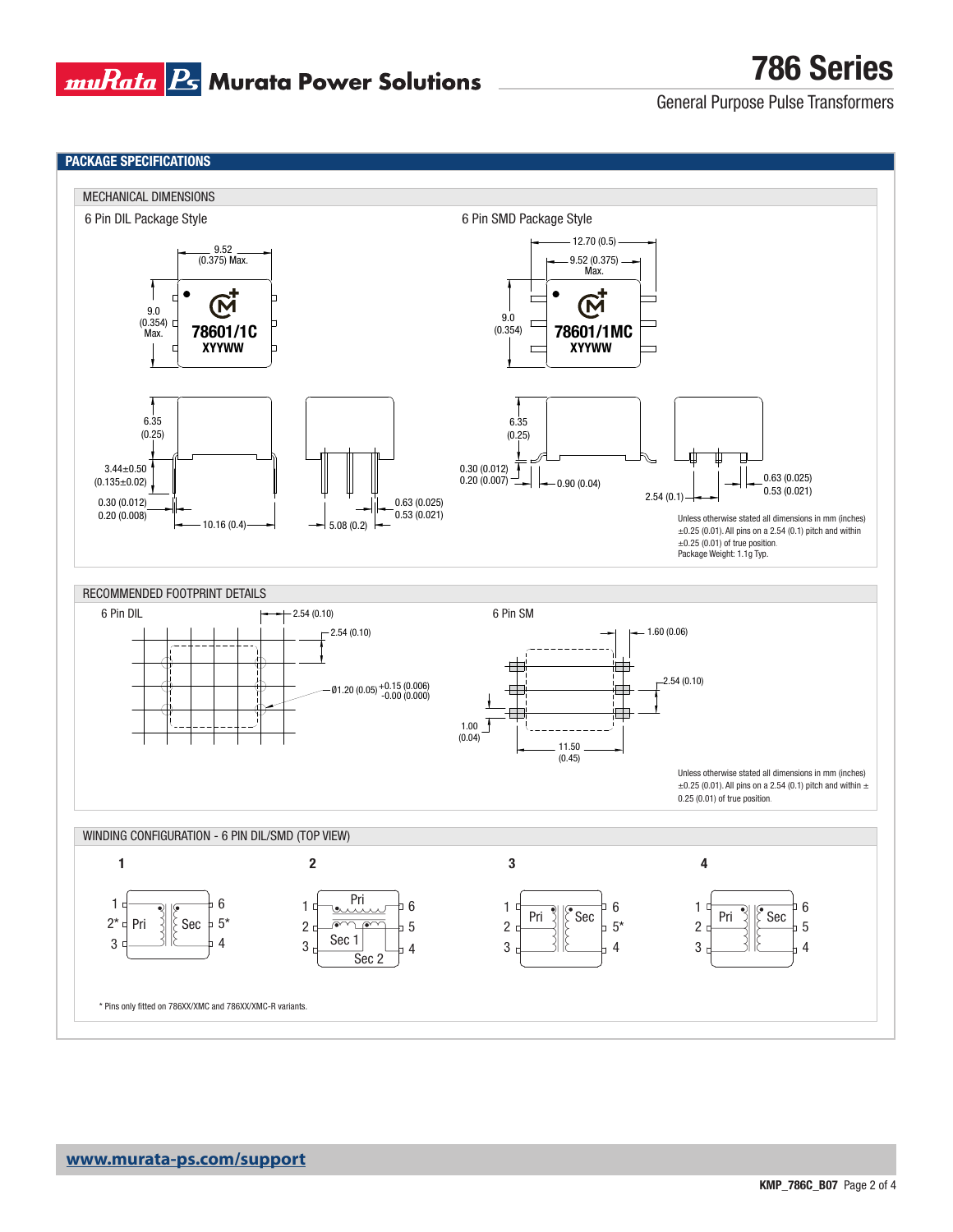## PACKAGE SPECIFICATIONS

### MECHANICAL DIMENSIONS

**6 Pin DIL Package Style**

9.52 (0.375) Max.

9.0 (0.354) Max.

78601/1C
XYYWW

6.35 (0.25)

3.44±0.50 (0.135±0.02)

0.30 (0.012)
0.20 (0.008)

10.16 (0.4)

5.08 (0.2)

0.63 (0.025)
0.53 (0.021)

**6 Pin SMD Package Style**

12.70 (0.5)

9.52 (0.375) Max.

9.0 (0.354)

78601/1MC
XYYWW

6.35 (0.25)

0.30 (0.012)
0.20 (0.007)

0.90 (0.04)

2.54 (0.1)

0.63 (0.025)
0.53 (0.021)

Unless otherwise stated all dimensions in mm (inches) ±0.25 (0.01). All pins on a 2.54 (0.1) pitch and within ±0.25 (0.01) of true position.
Package Weight: 1.1g Typ.

### RECOMMENDED FOOTPRINT DETAILS

**6 Pin DIL**

2.54 (0.10)

2.54 (0.10)

Ø1.20 (0.05) +0.15 (0.006) -0.00 (0.000)

**6 Pin SM**

1.60 (0.06)

2.54 (0.10)

1.00 (0.04)

11.50 (0.45)

Unless otherwise stated all dimensions in mm (inches) ±0.25 (0.01). All pins on a 2.54 (0.1) pitch and within ± 0.25 (0.01) of true position.

### WINDING CONFIGURATION - 6 PIN DIL/SMD (TOP VIEW)

**1**: Pins 1, 2*, 3 (Pri); Pins 6, 5*, 4 (Sec)

**2**: Pins 1, 2, 3 and 6, 5, 4 (Pri, Sec 1, Sec 2)

**3**: Pins 1, 2, 3 (Pri); Pins 6, 5*, 4 (Sec)

**4**: Pins 1, 2, 3 (Pri); Pins 6, 5, 4 (Sec)

\* Pins only fitted on 786XX/XMC and 786XX/XMC-R variants.

www.murata-ps.com/support

KMP_786C_B07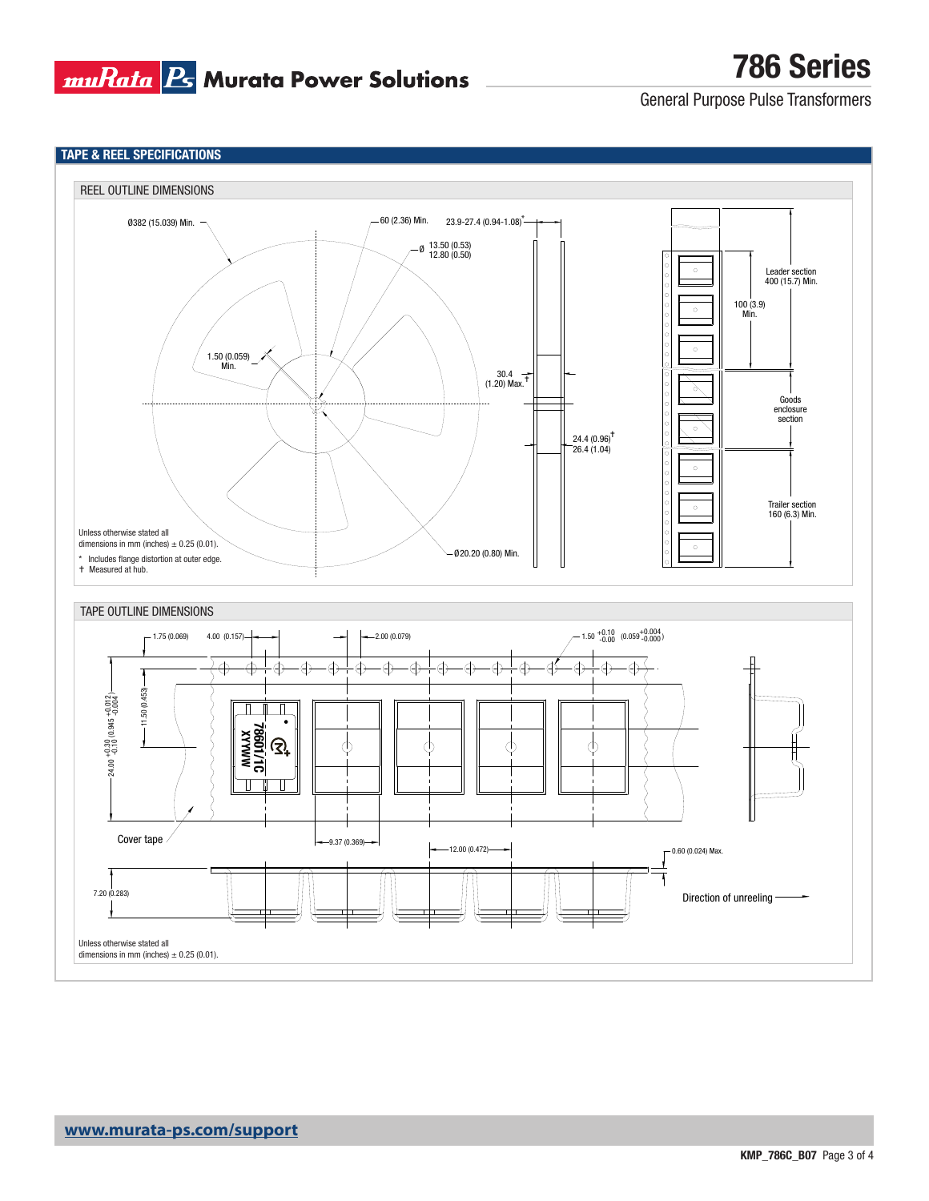## TAPE & REEL SPECIFICATIONS

### REEL OUTLINE DIMENSIONS

Ø382 (15.039) Min.

60 (2.36) Min.

23.9-27.4 (0.94-1.08)*

Ø 13.50 (0.53) / 12.80 (0.50)

1.50 (0.059) Min.

30.4 (1.20) Max.†

24.4 (0.96)† / 26.4 (1.04)

Ø20.20 (0.80) Min.

Leader section 400 (15.7) Min.

100 (3.9) Min.

Goods enclosure section

Trailer section 160 (6.3) Min.

Unless otherwise stated all dimensions in mm (inches) ± 0.25 (0.01).

\* Includes flange distortion at outer edge.

† Measured at hub.

### TAPE OUTLINE DIMENSIONS

1.75 (0.069)

4.00 (0.157)

2.00 (0.079)

1.50 $^{+0.10}_{-0.00}$ (0.059 $^{+0.004}_{-0.000}$)

11.50 (0.453)

24.00 $^{+0.30}_{-0.10}$ (0.945 $^{+0.012}_{-0.004}$)

78601/1C XYYWW

Cover tape

9.37 (0.369)

12.00 (0.472)

0.60 (0.024) Max.

7.20 (0.283)

Direction of unreeling

Unless otherwise stated all dimensions in mm (inches) ± 0.25 (0.01).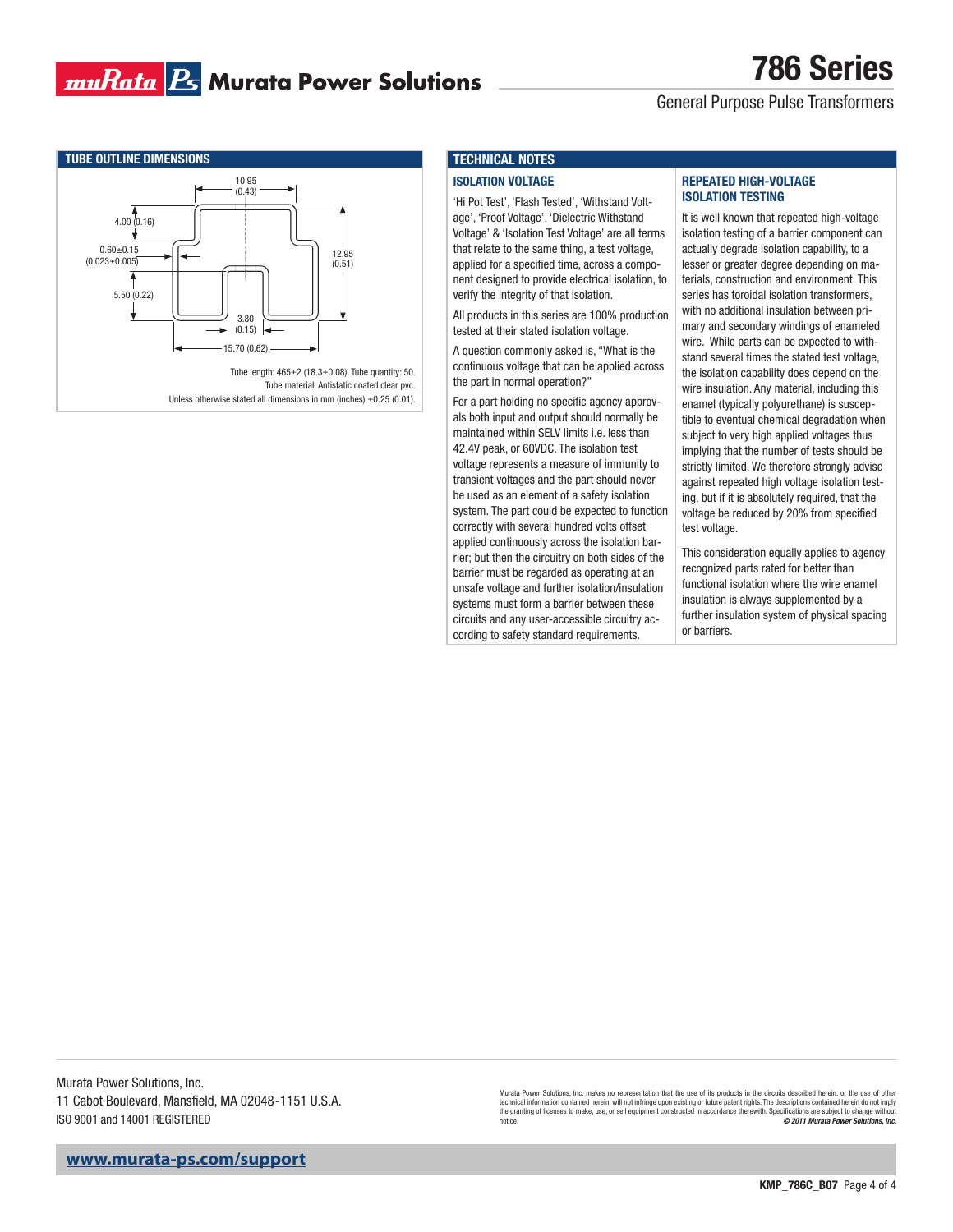## TUBE OUTLINE DIMENSIONS

10.95 (0.43)

4.00 (0.16)

0.60±0.15 (0.023±0.005)

12.95 (0.51)

5.50 (0.22)

3.80 (0.15)

15.70 (0.62)

Tube length: 465±2 (18.3±0.08). Tube quantity: 50.
Tube material: Antistatic coated clear pvc.
Unless otherwise stated all dimensions in mm (inches) ±0.25 (0.01).

## TECHNICAL NOTES

### ISOLATION VOLTAGE

'Hi Pot Test', 'Flash Tested', 'Withstand Voltage', 'Proof Voltage', 'Dielectric Withstand Voltage' & 'Isolation Test Voltage' are all terms that relate to the same thing, a test voltage, applied for a specified time, across a component designed to provide electrical isolation, to verify the integrity of that isolation.

All products in this series are 100% production tested at their stated isolation voltage.

A question commonly asked is, "What is the continuous voltage that can be applied across the part in normal operation?"

For a part holding no specific agency approvals both input and output should normally be maintained within SELV limits i.e. less than 42.4V peak, or 60VDC. The isolation test voltage represents a measure of immunity to transient voltages and the part should never be used as an element of a safety isolation system. The part could be expected to function correctly with several hundred volts offset applied continuously across the isolation barrier; but then the circuitry on both sides of the barrier must be regarded as operating at an unsafe voltage and further isolation/insulation systems must form a barrier between these circuits and any user-accessible circuitry according to safety standard requirements.

### REPEATED HIGH-VOLTAGE ISOLATION TESTING

It is well known that repeated high-voltage isolation testing of a barrier component can actually degrade isolation capability, to a lesser or greater degree depending on materials, construction and environment. This series has toroidal isolation transformers, with no additional insulation between primary and secondary windings of enameled wire. While parts can be expected to withstand several times the stated test voltage, the isolation capability does depend on the wire insulation. Any material, including this enamel (typically polyurethane) is susceptible to eventual chemical degradation when subject to very high applied voltages thus implying that the number of tests should be strictly limited. We therefore strongly advise against repeated high voltage isolation testing, but if it is absolutely required, that the voltage be reduced by 20% from specified test voltage.

This consideration equally applies to agency recognized parts rated for better than functional isolation where the wire enamel insulation is always supplemented by a further insulation system of physical spacing or barriers.

Murata Power Solutions, Inc.
11 Cabot Boulevard, Mansfield, MA 02048-1151 U.S.A.
ISO 9001 and 14001 REGISTERED

Murata Power Solutions, Inc. makes no representation that the use of its products in the circuits described herein, or the use of other technical information contained herein, will not infringe upon existing or future patent rights. The descriptions contained herein do not imply the granting of licenses to make, use, or sell equipment constructed in accordance therewith. Specifications are subject to change without notice.
*© 2011 Murata Power Solutions, Inc.*

www.murata-ps.com/support

KMP_786C_B07